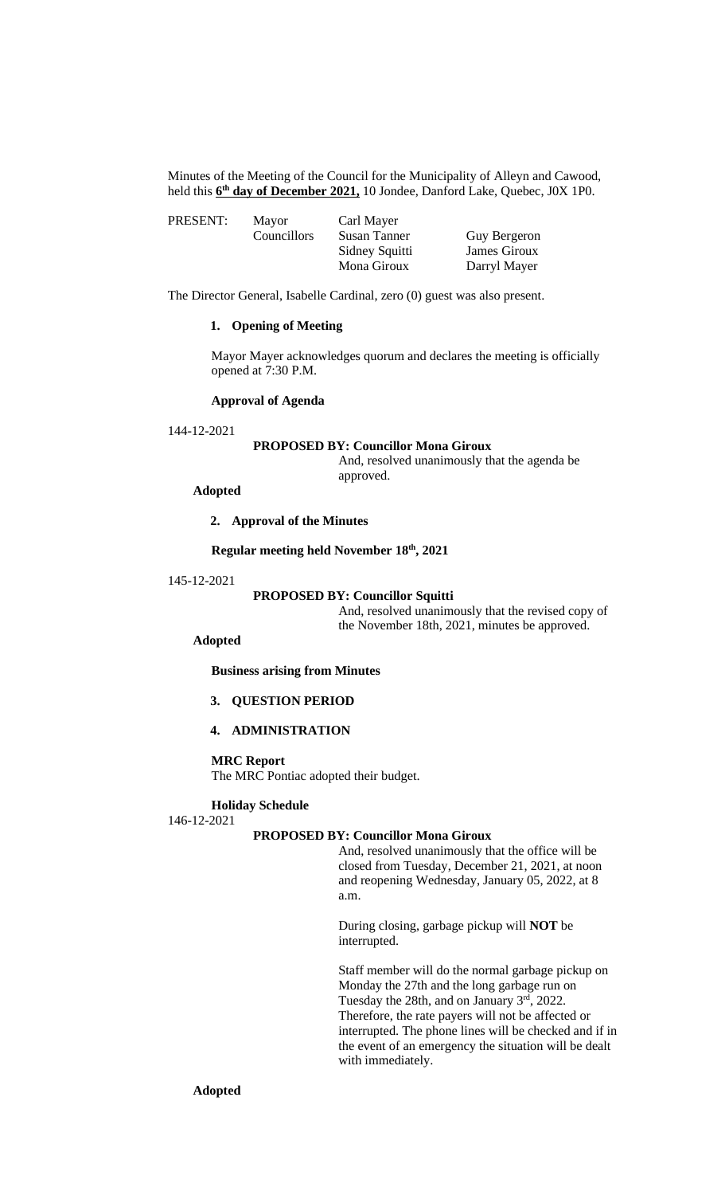Minutes of the Meeting of the Council for the Municipality of Alleyn and Cawood, held this **6th day of December 2021,** 10 Jondee, Danford Lake, Quebec, J0X 1P0.

| PRESENT: | Mayor | Carl Mayer | |
|---|---|---|---|
| | Councillors | Susan Tanner | Guy Bergeron |
| | | Sidney Squitti | James Giroux |
| | | Mona Giroux | Darryl Mayer |

The Director General, Isabelle Cardinal, zero (0) guest was also present.

**1. Opening of Meeting**

Mayor Mayer acknowledges quorum and declares the meeting is officially opened at 7:30 P.M.

**Approval of Agenda**

144-12-2021

**PROPOSED BY: Councillor Mona Giroux**

And, resolved unanimously that the agenda be approved.

**Adopted**

**2. Approval of the Minutes**

**Regular meeting held November 18th, 2021**

145-12-2021

**PROPOSED BY: Councillor Squitti**

And, resolved unanimously that the revised copy of the November 18th, 2021, minutes be approved.

**Adopted**

**Business arising from Minutes**

**3. QUESTION PERIOD**

**4. ADMINISTRATION**

**MRC Report**

The MRC Pontiac adopted their budget.

**Holiday Schedule**

146-12-2021

**PROPOSED BY: Councillor Mona Giroux**

And, resolved unanimously that the office will be closed from Tuesday, December 21, 2021, at noon and reopening Wednesday, January 05, 2022, at 8 a.m.

During closing, garbage pickup will **NOT** be interrupted.

Staff member will do the normal garbage pickup on Monday the 27th and the long garbage run on Tuesday the 28th, and on January 3rd, 2022. Therefore, the rate payers will not be affected or interrupted. The phone lines will be checked and if in the event of an emergency the situation will be dealt with immediately.

**Adopted**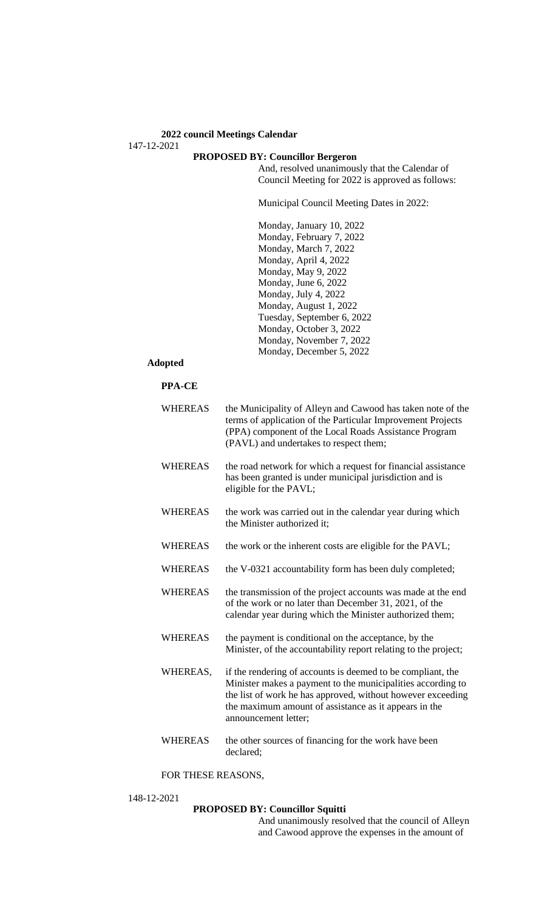**2022 council Meetings Calendar**

147-12-2021

**PROPOSED BY: Councillor Bergeron**

And, resolved unanimously that the Calendar of Council Meeting for 2022 is approved as follows:

Municipal Council Meeting Dates in 2022:

Monday, January 10, 2022
Monday, February 7, 2022
Monday, March 7, 2022
Monday, April 4, 2022
Monday, May 9, 2022
Monday, June 6, 2022
Monday, July 4, 2022
Monday, August 1, 2022
Tuesday, September 6, 2022
Monday, October 3, 2022
Monday, November 7, 2022
Monday, December 5, 2022

**Adopted**

**PPA-CE**

WHEREAS the Municipality of Alleyn and Cawood has taken note of the terms of application of the Particular Improvement Projects (PPA) component of the Local Roads Assistance Program (PAVL) and undertakes to respect them;

WHEREAS the road network for which a request for financial assistance has been granted is under municipal jurisdiction and is eligible for the PAVL;

WHEREAS the work was carried out in the calendar year during which the Minister authorized it;

WHEREAS the work or the inherent costs are eligible for the PAVL;

WHEREAS the V-0321 accountability form has been duly completed;

WHEREAS the transmission of the project accounts was made at the end of the work or no later than December 31, 2021, of the calendar year during which the Minister authorized them;

WHEREAS the payment is conditional on the acceptance, by the Minister, of the accountability report relating to the project;

WHEREAS, if the rendering of accounts is deemed to be compliant, the Minister makes a payment to the municipalities according to the list of work he has approved, without however exceeding the maximum amount of assistance as it appears in the announcement letter;

WHEREAS the other sources of financing for the work have been declared;

FOR THESE REASONS,

148-12-2021

**PROPOSED BY: Councillor Squitti**

And unanimously resolved that the council of Alleyn and Cawood approve the expenses in the amount of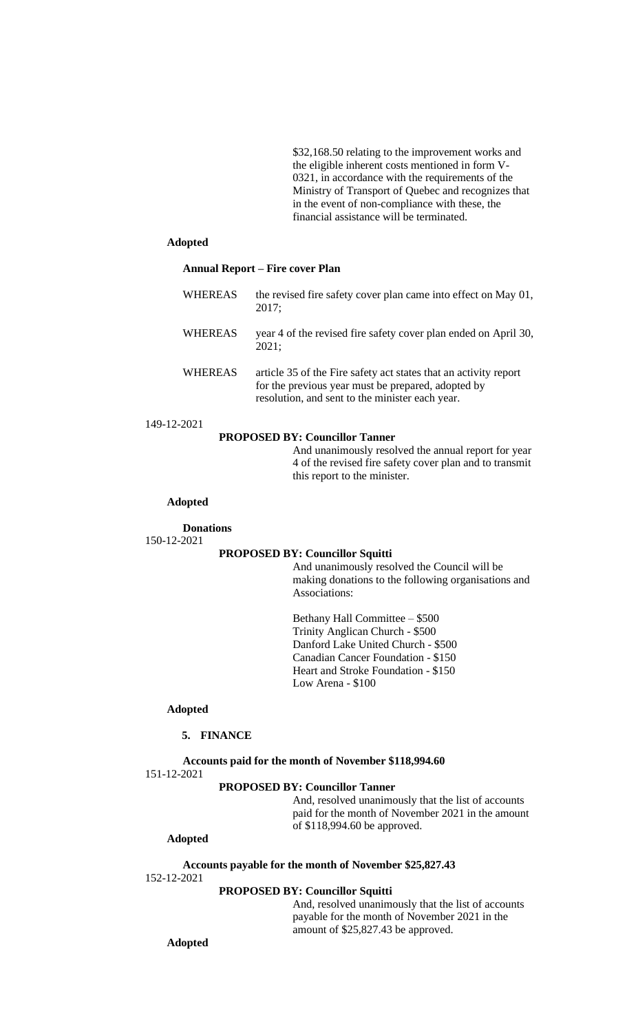$32,168.50 relating to the improvement works and the eligible inherent costs mentioned in form V-0321, in accordance with the requirements of the Ministry of Transport of Quebec and recognizes that in the event of non-compliance with these, the financial assistance will be terminated.

**Adopted**

**Annual Report – Fire cover Plan**

WHEREAS the revised fire safety cover plan came into effect on May 01, 2017;

WHEREAS year 4 of the revised fire safety cover plan ended on April 30, 2021;

WHEREAS article 35 of the Fire safety act states that an activity report for the previous year must be prepared, adopted by resolution, and sent to the minister each year.

149-12-2021

**PROPOSED BY: Councillor Tanner**

And unanimously resolved the annual report for year 4 of the revised fire safety cover plan and to transmit this report to the minister.

**Adopted**

**Donations**

150-12-2021

**PROPOSED BY: Councillor Squitti**

And unanimously resolved the Council will be making donations to the following organisations and Associations:

Bethany Hall Committee – $500
Trinity Anglican Church - $500
Danford Lake United Church - $500
Canadian Cancer Foundation - $150
Heart and Stroke Foundation - $150
Low Arena - $100

**Adopted**

## 5. FINANCE

**Accounts paid for the month of November $118,994.60**

151-12-2021

**PROPOSED BY: Councillor Tanner**

And, resolved unanimously that the list of accounts paid for the month of November 2021 in the amount of $118,994.60 be approved.

**Adopted**

**Accounts payable for the month of November $25,827.43**

152-12-2021

**PROPOSED BY: Councillor Squitti**

And, resolved unanimously that the list of accounts payable for the month of November 2021 in the amount of $25,827.43 be approved.

**Adopted**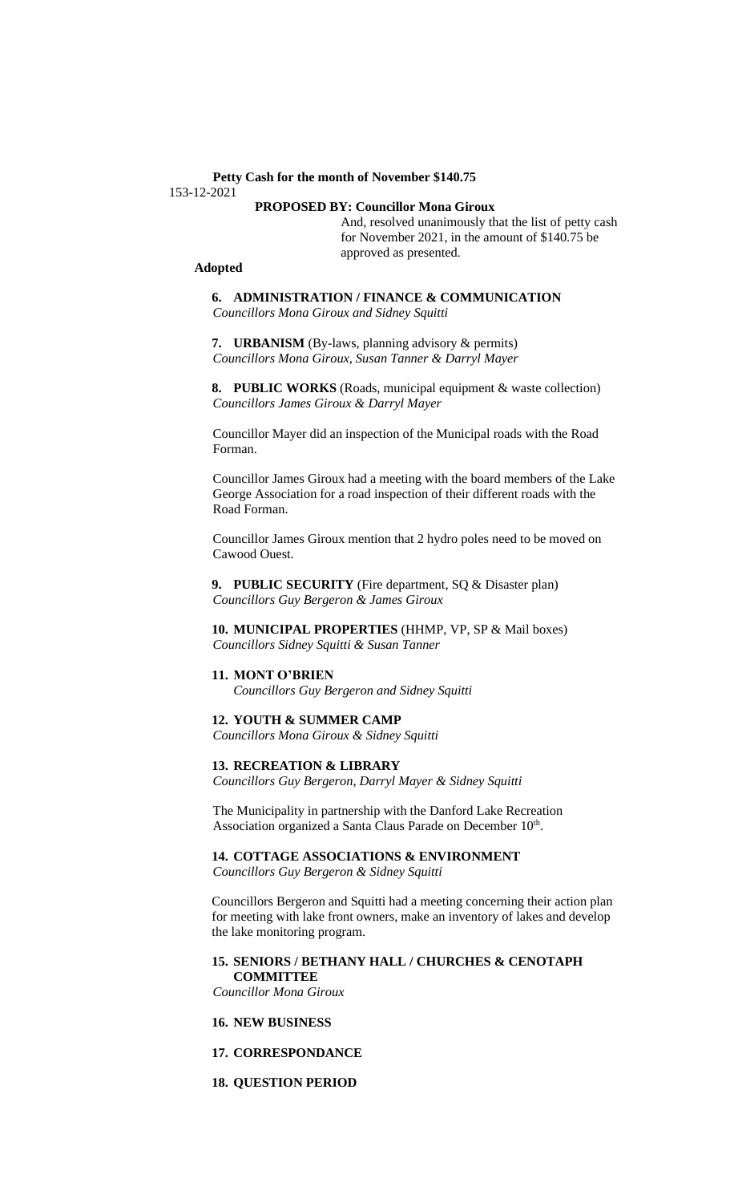**Petty Cash for the month of November $140.75**

153-12-2021

**PROPOSED BY: Councillor Mona Giroux**

And, resolved unanimously that the list of petty cash for November 2021, in the amount of $140.75 be approved as presented.

**Adopted**

**6. ADMINISTRATION / FINANCE & COMMUNICATION**
*Councillors Mona Giroux and Sidney Squitti*

**7. URBANISM** (By-laws, planning advisory & permits)
*Councillors Mona Giroux, Susan Tanner & Darryl Mayer*

**8. PUBLIC WORKS** (Roads, municipal equipment & waste collection)
*Councillors James Giroux & Darryl Mayer*

Councillor Mayer did an inspection of the Municipal roads with the Road Forman.

Councillor James Giroux had a meeting with the board members of the Lake George Association for a road inspection of their different roads with the Road Forman.

Councillor James Giroux mention that 2 hydro poles need to be moved on Cawood Ouest.

**9. PUBLIC SECURITY** (Fire department, SQ & Disaster plan)
*Councillors Guy Bergeron & James Giroux*

**10. MUNICIPAL PROPERTIES** (HHMP, VP, SP & Mail boxes)
*Councillors Sidney Squitti & Susan Tanner*

**11. MONT O'BRIEN**
*Councillors Guy Bergeron and Sidney Squitti*

**12. YOUTH & SUMMER CAMP**
*Councillors Mona Giroux & Sidney Squitti*

**13. RECREATION & LIBRARY**
*Councillors Guy Bergeron, Darryl Mayer & Sidney Squitti*

The Municipality in partnership with the Danford Lake Recreation Association organized a Santa Claus Parade on December 10th.

**14. COTTAGE ASSOCIATIONS & ENVIRONMENT**
*Councillors Guy Bergeron & Sidney Squitti*

Councillors Bergeron and Squitti had a meeting concerning their action plan for meeting with lake front owners, make an inventory of lakes and develop the lake monitoring program.

**15. SENIORS / BETHANY HALL / CHURCHES & CENOTAPH COMMITTEE**
*Councillor Mona Giroux*

**16. NEW BUSINESS**

**17. CORRESPONDANCE**

**18. QUESTION PERIOD**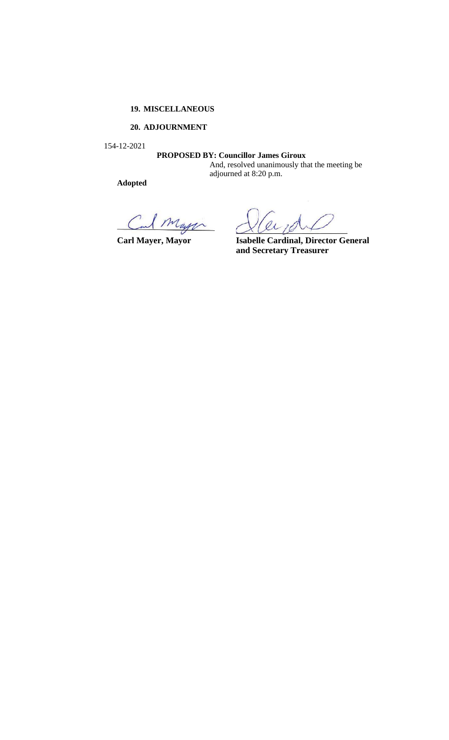**19. MISCELLANEOUS**

**20. ADJOURNMENT**

154-12-2021

**PROPOSED BY: Councillor James Giroux**

And, resolved unanimously that the meeting be adjourned at 8:20 p.m.

**Adopted**

| | |
|---|---|
| **Carl Mayer, Mayor** | **Isabelle Cardinal, Director General and Secretary Treasurer** |